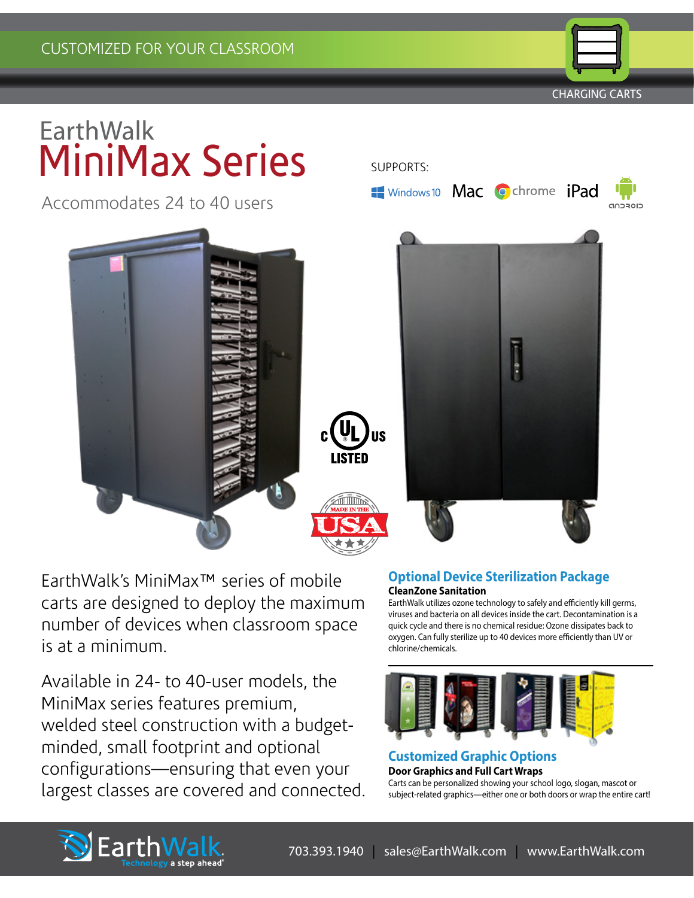CUSTOMIZED FOR YOUR CLASSROOM

CHARGING CARTS

# EarthWalk MiniMax Series

Accommodates 24 to 40 users

SUPPORTS:

Windows 10 Mac chrome iPad android

c UL us LISTED

MADE IN THE USA

EarthWalk's MiniMax™ series of mobile carts are designed to deploy the maximum number of devices when classroom space is at a minimum.

Available in 24- to 40-user models, the MiniMax series features premium, welded steel construction with a budget-minded, small footprint and optional configurations—ensuring that even your largest classes are covered and connected.

## Optional Device Sterilization Package

**CleanZone Sanitation**

EarthWalk utilizes ozone technology to safely and efficiently kill germs, viruses and bacteria on all devices inside the cart. Decontamination is a quick cycle and there is no chemical residue: Ozone dissipates back to oxygen. Can fully sterilize up to 40 devices more efficiently than UV or chlorine/chemicals.

## Customized Graphic Options

**Door Graphics and Full Cart Wraps**

Carts can be personalized showing your school logo, slogan, mascot or subject-related graphics—either one or both doors or wrap the entire cart!

EarthWalk. Technology a step ahead®

703.393.1940 | sales@EarthWalk.com | www.EarthWalk.com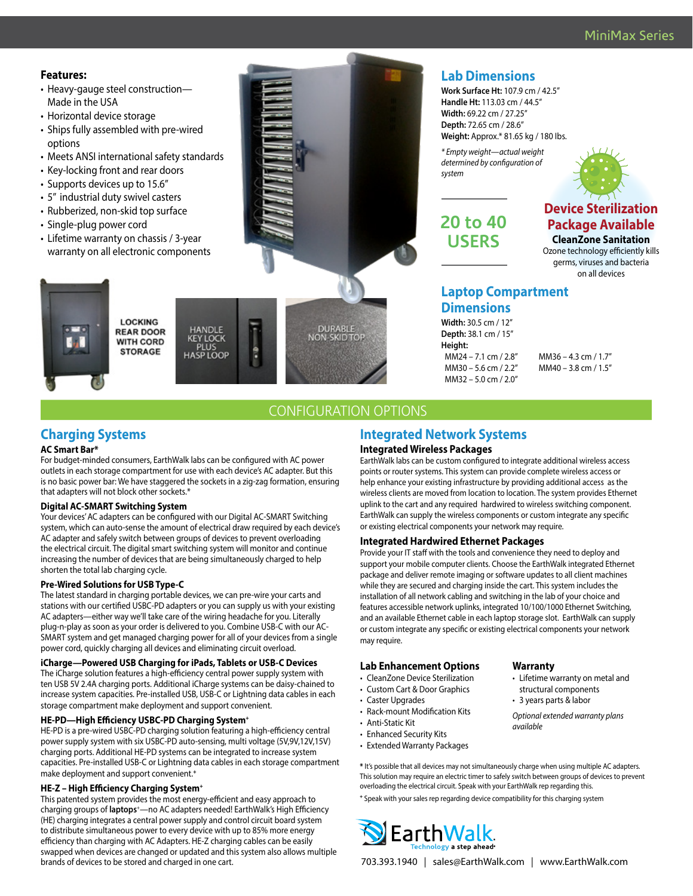MiniMax Series

**Features:**

- Heavy-gauge steel construction—Made in the USA
- Horizontal device storage
- Ships fully assembled with pre-wired options
- Meets ANSI international safety standards
- Key-locking front and rear doors
- Supports devices up to 15.6"
- 5" industrial duty swivel casters
- Rubberized, non-skid top surface
- Single-plug power cord
- Lifetime warranty on chassis / 3-year warranty on all electronic components

LOCKING REAR DOOR WITH CORD STORAGE

HANDLE KEY LOCK PLUS HASP LOOP

DURABLE NON-SKID TOP

## Lab Dimensions

**Work Surface Ht:** 107.9 cm / 42.5"
**Handle Ht:** 113.03 cm / 44.5"
**Width:** 69.22 cm / 27.25"
**Depth:** 72.65 cm / 28.6"
**Weight:** Approx.* 81.65 kg / 180 lbs.

*\* Empty weight—actual weight determined by configuration of system*

**20 to 40 USERS**

**Device Sterilization Package Available**

**CleanZone Sanitation**
Ozone technology efficiently kills germs, viruses and bacteria on all devices

## Laptop Compartment Dimensions

**Width:** 30.5 cm / 12"
**Depth:** 38.1 cm / 15"
**Height:**

- MM24 – 7.1 cm / 2.8"
- MM30 – 5.6 cm / 2.2"
- MM32 – 5.0 cm / 2.0"
- MM36 – 4.3 cm / 1.7"
- MM40 – 3.8 cm / 1.5"

# CONFIGURATION OPTIONS

## Charging Systems

### AC Smart Bar*

For budget-minded consumers, EarthWalk labs can be configured with AC power outlets in each storage compartment for use with each device's AC adapter. But this is no basic power bar: We have staggered the sockets in a zig-zag formation, ensuring that adapters will not block other sockets.*

### Digital AC-SMART Switching System

Your devices' AC adapters can be configured with our Digital AC-SMART Switching system, which can auto-sense the amount of electrical draw required by each device's AC adapter and safely switch between groups of devices to prevent overloading the electrical circuit. The digital smart switching system will monitor and continue increasing the number of devices that are being simultaneously charged to help shorten the total lab charging cycle.

### Pre-Wired Solutions for USB Type-C

The latest standard in charging portable devices, we can pre-wire your carts and stations with our certified USBC-PD adapters or you can supply us with your existing AC adapters—either way we'll take care of the wiring headache for you. Literally plug-n-play as soon as your order is delivered to you. Combine USB-C with our AC-SMART system and get managed charging power for all of your devices from a single power cord, quickly charging all devices and eliminating circuit overload.

### iCharge—Powered USB Charging for iPads, Tablets or USB-C Devices

The iCharge solution features a high-efficiency central power supply system with ten USB 5V 2.4A charging ports. Additional iCharge systems can be daisy-chained to increase system capacities. Pre-installed USB, USB-C or Lightning data cables in each storage compartment make deployment and support convenient.

### HE-PD—High Efficiency USBC-PD Charging System⁺

HE-PD is a pre-wired USBC-PD charging solution featuring a high-efficiency central power supply system with six USBC-PD auto-sensing, multi voltage (5V,9V,12V,15V) charging ports. Additional HE-PD systems can be integrated to increase system capacities. Pre-installed USB-C or Lightning data cables in each storage compartment make deployment and support convenient.⁺

### HE-Z – High Efficiency Charging System⁺

This patented system provides the most energy-efficient and easy approach to charging groups of **laptops**⁺—no AC adapters needed! EarthWalk's High Efficiency (HE) charging integrates a central power supply and control circuit board system to distribute simultaneous power to every device with up to 85% more energy efficiency than charging with AC Adapters. HE-Z charging cables can be easily swapped when devices are changed or updated and this system also allows multiple brands of devices to be stored and charged in one cart.

## Integrated Network Systems

### Integrated Wireless Packages

EarthWalk labs can be custom configured to integrate additional wireless access points or router systems. This system can provide complete wireless access or help enhance your existing infrastructure by providing additional access as the wireless clients are moved from location to location. The system provides Ethernet uplink to the cart and any required hardwired to wireless switching component. EarthWalk can supply the wireless components or custom integrate any specific or existing electrical components your network may require.

### Integrated Hardwired Ethernet Packages

Provide your IT staff with the tools and convenience they need to deploy and support your mobile computer clients. Choose the EarthWalk integrated Ethernet package and deliver remote imaging or software updates to all client machines while they are secured and charging inside the cart. This system includes the installation of all network cabling and switching in the lab of your choice and features accessible network uplinks, integrated 10/100/1000 Ethernet Switching, and an available Ethernet cable in each laptop storage slot. EarthWalk can supply or custom integrate any specific or existing electrical components your network may require.

### Lab Enhancement Options

- CleanZone Device Sterilization
- Custom Cart & Door Graphics
- Caster Upgrades
- Rack-mount Modification Kits
- Anti-Static Kit
- Enhanced Security Kits
- Extended Warranty Packages

### Warranty

- Lifetime warranty on metal and structural components
- 3 years parts & labor

*Optional extended warranty plans available*

\* It's possible that all devices may not simultaneously charge when using multiple AC adapters. This solution may require an electric timer to safely switch between groups of devices to prevent overloading the electrical circuit. Speak with your EarthWalk rep regarding this.

⁺ Speak with your sales rep regarding device compatibility for this charging system

EarthWalk — Technology a step ahead

703.393.1940 | sales@EarthWalk.com | www.EarthWalk.com